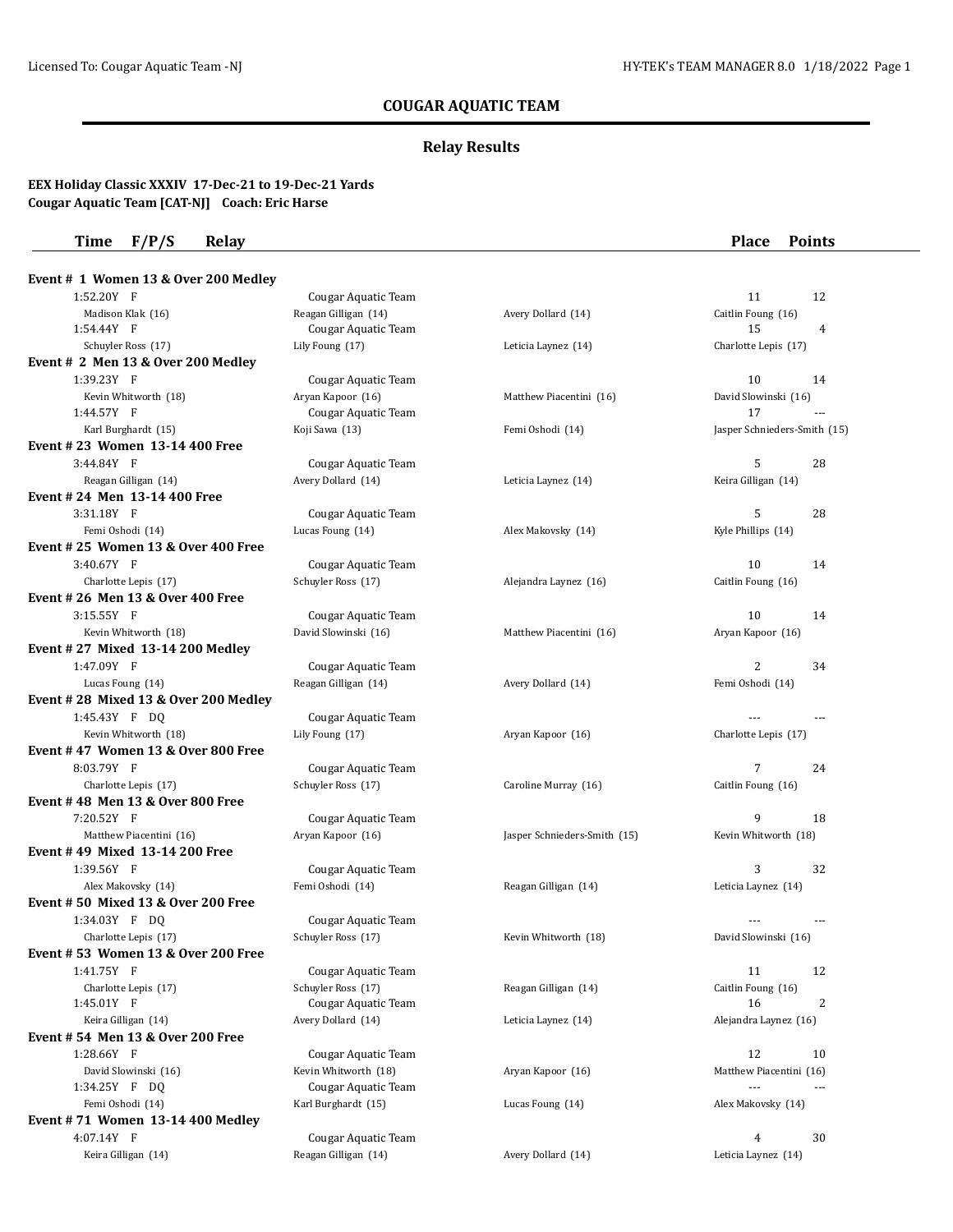# COUGAR AQUATIC TEAM

## Relay Results

**EEX Holiday Classic XXXIV 17-Dec-21 to 19-Dec-21 Yards**
**Cougar Aquatic Team [CAT-NJ] Coach: Eric Harse**

| Time | F/P/S | Relay | | | | Place | Points |
|---|---|---|---|---|---|---|---|
| **Event # 1 Women 13 & Over 200 Medley** | | | | | | | |
| 1:52.20Y | F | Cougar Aquatic Team | | | | 11 | 12 |
| Madison Klak (16) | | Reagan Gilligan (14) | | Avery Dollard (14) | | Caitlin Foung (16) | |
| 1:54.44Y | F | Cougar Aquatic Team | | | | 15 | 4 |
| Schuyler Ross (17) | | Lily Foung (17) | | Leticia Laynez (14) | | Charlotte Lepis (17) | |
| **Event # 2 Men 13 & Over 200 Medley** | | | | | | | |
| 1:39.23Y | F | Cougar Aquatic Team | | | | 10 | 14 |
| Kevin Whitworth (18) | | Aryan Kapoor (16) | | Matthew Piacentini (16) | | David Slowinski (16) | |
| 1:44.57Y | F | Cougar Aquatic Team | | | | 17 | --- |
| Karl Burghardt (15) | | Koji Sawa (13) | | Femi Oshodi (14) | | Jasper Schnieders-Smith (15) | |
| **Event # 23 Women 13-14 400 Free** | | | | | | | |
| 3:44.84Y | F | Cougar Aquatic Team | | | | 5 | 28 |
| Reagan Gilligan (14) | | Avery Dollard (14) | | Leticia Laynez (14) | | Keira Gilligan (14) | |
| **Event # 24 Men 13-14 400 Free** | | | | | | | |
| 3:31.18Y | F | Cougar Aquatic Team | | | | 5 | 28 |
| Femi Oshodi (14) | | Lucas Foung (14) | | Alex Makovsky (14) | | Kyle Phillips (14) | |
| **Event # 25 Women 13 & Over 400 Free** | | | | | | | |
| 3:40.67Y | F | Cougar Aquatic Team | | | | 10 | 14 |
| Charlotte Lepis (17) | | Schuyler Ross (17) | | Alejandra Laynez (16) | | Caitlin Foung (16) | |
| **Event # 26 Men 13 & Over 400 Free** | | | | | | | |
| 3:15.55Y | F | Cougar Aquatic Team | | | | 10 | 14 |
| Kevin Whitworth (18) | | David Slowinski (16) | | Matthew Piacentini (16) | | Aryan Kapoor (16) | |
| **Event # 27 Mixed 13-14 200 Medley** | | | | | | | |
| 1:47.09Y | F | Cougar Aquatic Team | | | | 2 | 34 |
| Lucas Foung (14) | | Reagan Gilligan (14) | | Avery Dollard (14) | | Femi Oshodi (14) | |
| **Event # 28 Mixed 13 & Over 200 Medley** | | | | | | | |
| 1:45.43Y | F DQ | Cougar Aquatic Team | | | | --- | --- |
| Kevin Whitworth (18) | | Lily Foung (17) | | Aryan Kapoor (16) | | Charlotte Lepis (17) | |
| **Event # 47 Women 13 & Over 800 Free** | | | | | | | |
| 8:03.79Y | F | Cougar Aquatic Team | | | | 7 | 24 |
| Charlotte Lepis (17) | | Schuyler Ross (17) | | Caroline Murray (16) | | Caitlin Foung (16) | |
| **Event # 48 Men 13 & Over 800 Free** | | | | | | | |
| 7:20.52Y | F | Cougar Aquatic Team | | | | 9 | 18 |
| Matthew Piacentini (16) | | Aryan Kapoor (16) | | Jasper Schnieders-Smith (15) | | Kevin Whitworth (18) | |
| **Event # 49 Mixed 13-14 200 Free** | | | | | | | |
| 1:39.56Y | F | Cougar Aquatic Team | | | | 3 | 32 |
| Alex Makovsky (14) | | Femi Oshodi (14) | | Reagan Gilligan (14) | | Leticia Laynez (14) | |
| **Event # 50 Mixed 13 & Over 200 Free** | | | | | | | |
| 1:34.03Y | F DQ | Cougar Aquatic Team | | | | --- | --- |
| Charlotte Lepis (17) | | Schuyler Ross (17) | | Kevin Whitworth (18) | | David Slowinski (16) | |
| **Event # 53 Women 13 & Over 200 Free** | | | | | | | |
| 1:41.75Y | F | Cougar Aquatic Team | | | | 11 | 12 |
| Charlotte Lepis (17) | | Schuyler Ross (17) | | Reagan Gilligan (14) | | Caitlin Foung (16) | |
| 1:45.01Y | F | Cougar Aquatic Team | | | | 16 | 2 |
| Keira Gilligan (14) | | Avery Dollard (14) | | Leticia Laynez (14) | | Alejandra Laynez (16) | |
| **Event # 54 Men 13 & Over 200 Free** | | | | | | | |
| 1:28.66Y | F | Cougar Aquatic Team | | | | 12 | 10 |
| David Slowinski (16) | | Kevin Whitworth (18) | | Aryan Kapoor (16) | | Matthew Piacentini (16) | |
| 1:34.25Y | F DQ | Cougar Aquatic Team | | | | --- | --- |
| Femi Oshodi (14) | | Karl Burghardt (15) | | Lucas Foung (14) | | Alex Makovsky (14) | |
| **Event # 71 Women 13-14 400 Medley** | | | | | | | |
| 4:07.14Y | F | Cougar Aquatic Team | | | | 4 | 30 |
| Keira Gilligan (14) | | Reagan Gilligan (14) | | Avery Dollard (14) | | Leticia Laynez (14) | |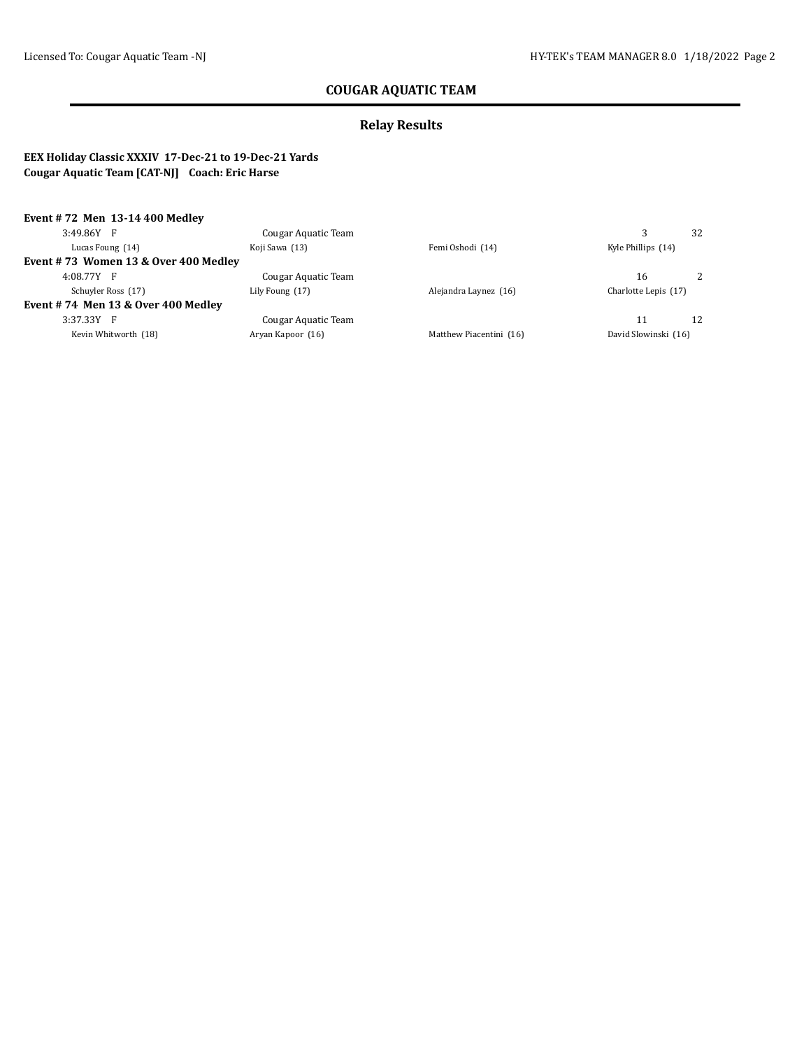## COUGAR AQUATIC TEAM

### Relay Results

**EEX Holiday Classic XXXIV 17-Dec-21 to 19-Dec-21 Yards**
**Cougar Aquatic Team [CAT-NJ] Coach: Eric Harse**

**Event # 72 Men 13-14 400 Medley**

| | | | | |
|---|---|---|---|---|
| 3:49.86Y F | Cougar Aquatic Team | | 3 | 32 |
| Lucas Foung (14) | Koji Sawa (13) | Femi Oshodi (14) | Kyle Phillips (14) | |

**Event # 73 Women 13 & Over 400 Medley**

| | | | | |
|---|---|---|---|---|
| 4:08.77Y F | Cougar Aquatic Team | | 16 | 2 |
| Schuyler Ross (17) | Lily Foung (17) | Alejandra Laynez (16) | Charlotte Lepis (17) | |

**Event # 74 Men 13 & Over 400 Medley**

| | | | | |
|---|---|---|---|---|
| 3:37.33Y F | Cougar Aquatic Team | | 11 | 12 |
| Kevin Whitworth (18) | Aryan Kapoor (16) | Matthew Piacentini (16) | David Slowinski (16) | |